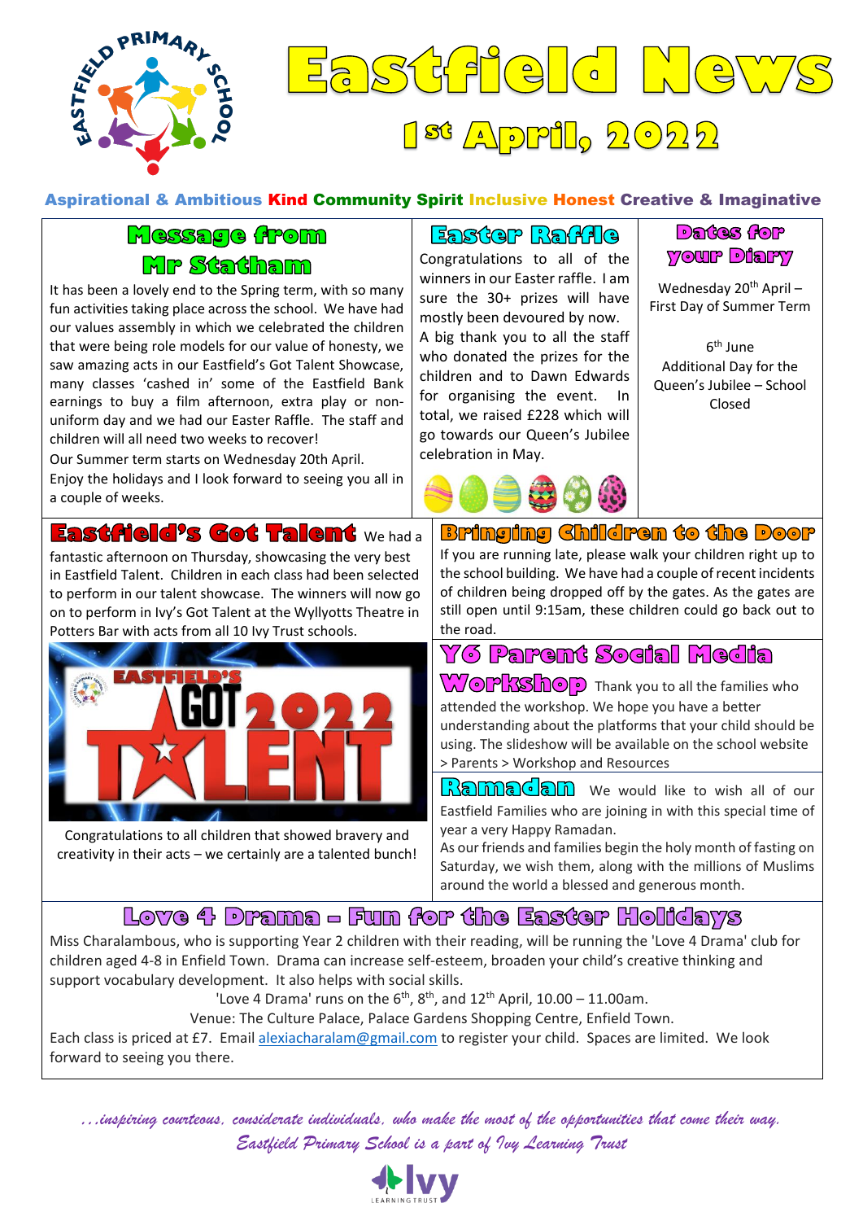# Eastfield News

## 1st April, 2022

Aspirational & Ambitious Kind Community Spirit Inclusive Honest Creative & Imaginative

## Message from Mr Statham

It has been a lovely end to the Spring term, with so many fun activities taking place across the school. We have had our values assembly in which we celebrated the children that were being role models for our value of honesty, we saw amazing acts in our Eastfield's Got Talent Showcase, many classes 'cashed in' some of the Eastfield Bank earnings to buy a film afternoon, extra play or non-uniform day and we had our Easter Raffle. The staff and children will all need two weeks to recover!

Our Summer term starts on Wednesday 20th April.

Enjoy the holidays and I look forward to seeing you all in a couple of weeks.

## Easter Raffle

Congratulations to all of the winners in our Easter raffle. I am sure the 30+ prizes will have mostly been devoured by now. A big thank you to all the staff who donated the prizes for the children and to Dawn Edwards for organising the event. In total, we raised £228 which will go towards our Queen's Jubilee celebration in May.

## Dates for your Diary

Wednesday 20th April – First Day of Summer Term

6th June Additional Day for the Queen's Jubilee – School Closed

## Eastfield's Got Talent

We had a fantastic afternoon on Thursday, showcasing the very best in Eastfield Talent. Children in each class had been selected to perform in our talent showcase. The winners will now go on to perform in Ivy's Got Talent at the Wyllyotts Theatre in Potters Bar with acts from all 10 Ivy Trust schools.

Congratulations to all children that showed bravery and creativity in their acts – we certainly are a talented bunch!

## Bringing Children to the Door

If you are running late, please walk your children right up to the school building. We have had a couple of recent incidents of children being dropped off by the gates. As the gates are still open until 9:15am, these children could go back out to the road.

## Y6 Parent Social Media Workshop

Thank you to all the families who attended the workshop. We hope you have a better understanding about the platforms that your child should be using. The slideshow will be available on the school website > Parents > Workshop and Resources

## Ramadan

We would like to wish all of our Eastfield Families who are joining in with this special time of year a very Happy Ramadan.

As our friends and families begin the holy month of fasting on Saturday, we wish them, along with the millions of Muslims around the world a blessed and generous month.

## Love 4 Drama – Fun for the Easter Holidays

Miss Charalambous, who is supporting Year 2 children with their reading, will be running the 'Love 4 Drama' club for children aged 4-8 in Enfield Town. Drama can increase self-esteem, broaden your child's creative thinking and support vocabulary development. It also helps with social skills.

'Love 4 Drama' runs on the 6th, 8th, and 12th April, 10.00 – 11.00am.

Venue: The Culture Palace, Palace Gardens Shopping Centre, Enfield Town.

Each class is priced at £7. Email alexiacharalam@gmail.com to register your child. Spaces are limited. We look forward to seeing you there.

*…inspiring courteous, considerate individuals, who make the most of the opportunities that come their way.*

*Eastfield Primary School is a part of Ivy Learning Trust*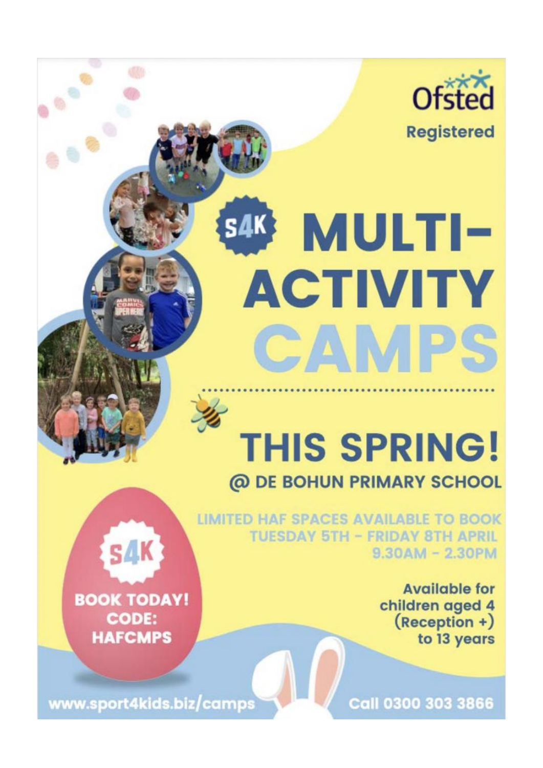Ofsted

Registered

# S4K MULTI-ACTIVITY CAMPS

## THIS SPRING!

**@ DE BOHUN PRIMARY SCHOOL**

LIMITED HAF SPACES AVAILABLE TO BOOK
TUESDAY 5TH - FRIDAY 8TH APRIL
9.30AM - 2.30PM

**Available for children aged 4 (Reception +) to 13 years**

**S4K**

**BOOK TODAY!**
**CODE: HAFCMPS**

www.sport4kids.biz/camps

Call 0300 303 3866